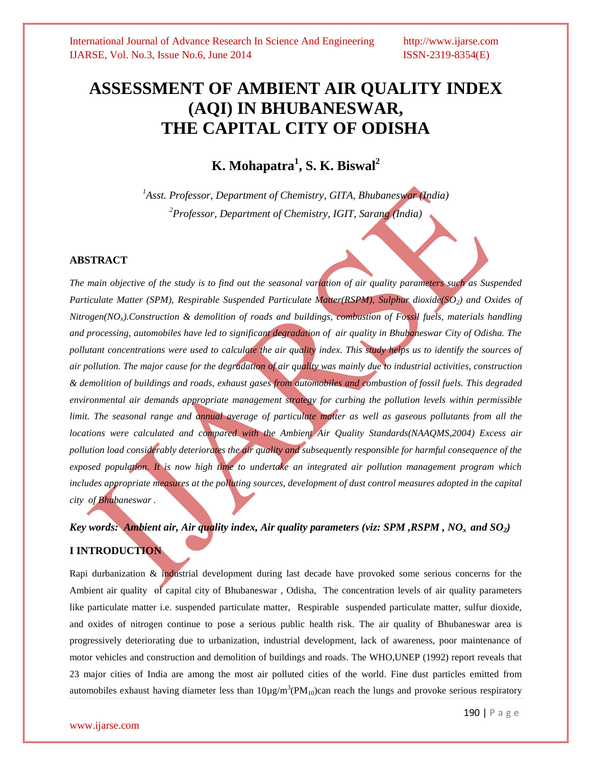# ASSESSMENT OF AMBIENT AIR QUALITY INDEX (AQI) IN BHUBANESWAR, THE CAPITAL CITY OF ODISHA

**K. Mohapatra[1], S. K. Biswal[2]**

*[1]Asst. Professor, Department of Chemistry, GITA, Bhubaneswar (India)*
*[2]Professor, Department of Chemistry, IGIT, Sarang (India)*

## ABSTRACT

*The main objective of the study is to find out the seasonal variation of air quality parameters such as Suspended Particulate Matter (SPM), Respirable Suspended Particulate Matter(RSPM), Sulphur dioxide($SO_2$) and Oxides of Nitrogen($NO_x$).Construction & demolition of roads and buildings, combustion of Fossil fuels, materials handling and processing, automobiles have led to significant degradation of air quality in Bhubaneswar City of Odisha. The pollutant concentrations were used to calculate the air quality index. This study helps us to identify the sources of air pollution. The major cause for the degradation of air quality was mainly due to industrial activities, construction & demolition of buildings and roads, exhaust gases from automobiles and combustion of fossil fuels. This degraded environmental air demands appropriate management strategy for curbing the pollution levels within permissible limit. The seasonal range and annual average of particulate matter as well as gaseous pollutants from all the locations were calculated and compared with the Ambient Air Quality Standards(NAAQMS,2004) Excess air pollution load considerably deteriorates the air quality and subsequently responsible for harmful consequence of the exposed population. It is now high time to undertake an integrated air pollution management program which includes appropriate measures at the polluting sources, development of dust control measures adopted in the capital city of Bhubaneswar .*

***Key words: Ambient air, Air quality index, Air quality parameters (viz: SPM ,RSPM , $NO_x$ and $SO_2$)***

## I INTRODUCTION

Rapi durbanization & industrial development during last decade have provoked some serious concerns for the Ambient air quality of capital city of Bhubaneswar , Odisha, The concentration levels of air quality parameters like particulate matter i.e. suspended particulate matter, Respirable suspended particulate matter, sulfur dioxide, and oxides of nitrogen continue to pose a serious public health risk. The air quality of Bhubaneswar area is progressively deteriorating due to urbanization, industrial development, lack of awareness, poor maintenance of motor vehicles and construction and demolition of buildings and roads. The WHO,UNEP (1992) report reveals that 23 major cities of India are among the most air polluted cities of the world. Fine dust particles emitted from automobiles exhaust having diameter less than 10µg/m$^3$(PM$_{10}$)can reach the lungs and provoke serious respiratory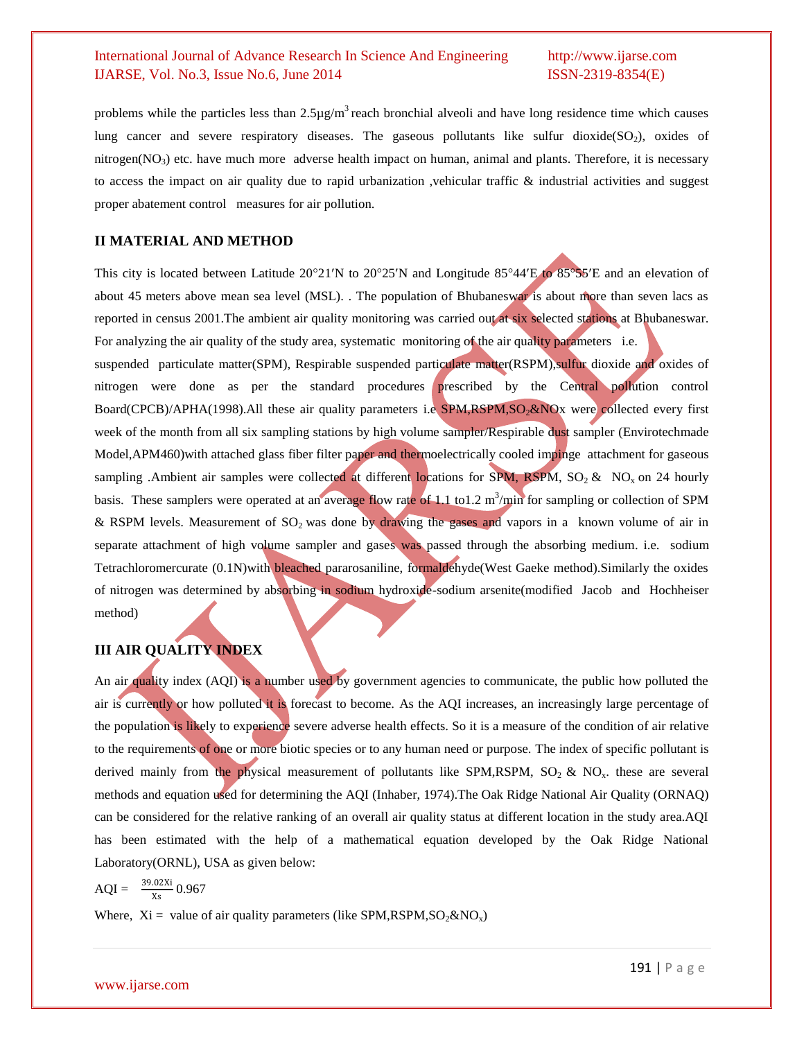problems while the particles less than 2.5µg/m$^3$ reach bronchial alveoli and have long residence time which causes lung cancer and severe respiratory diseases. The gaseous pollutants like sulfur dioxide($SO_2$), oxides of nitrogen($NO_3$) etc. have much more adverse health impact on human, animal and plants. Therefore, it is necessary to access the impact on air quality due to rapid urbanization ,vehicular traffic & industrial activities and suggest proper abatement control measures for air pollution.

## II MATERIAL AND METHOD

This city is located between Latitude 20°21′N to 20°25′N and Longitude 85°44′E to 85°55′E and an elevation of about 45 meters above mean sea level (MSL). . The population of Bhubaneswar is about more than seven lacs as reported in census 2001.The ambient air quality monitoring was carried out at six selected stations at Bhubaneswar. For analyzing the air quality of the study area, systematic monitoring of the air quality parameters i.e. suspended particulate matter(SPM), Respirable suspended particulate matter(RSPM),sulfur dioxide and oxides of nitrogen were done as per the standard procedures prescribed by the Central pollution control Board(CPCB)/APHA(1998).All these air quality parameters i.e SPM,RSPM,$SO_2$&NOx were collected every first week of the month from all six sampling stations by high volume sampler/Respirable dust sampler (Envirotechmade Model,APM460)with attached glass fiber filter paper and thermoelectrically cooled impinge attachment for gaseous sampling .Ambient air samples were collected at different locations for SPM, RSPM, $SO_2$ & $NO_x$ on 24 hourly basis. These samplers were operated at an average flow rate of 1.1 to1.2 m$^3$/min for sampling or collection of SPM & RSPM levels. Measurement of $SO_2$ was done by drawing the gases and vapors in a known volume of air in separate attachment of high volume sampler and gases was passed through the absorbing medium. i.e. sodium Tetrachloromercurate (0.1N)with bleached pararosaniline, formaldehyde(West Gaeke method).Similarly the oxides of nitrogen was determined by absorbing in sodium hydroxide-sodium arsenite(modified Jacob and Hochheiser method)

## III AIR QUALITY INDEX

An air quality index (AQI) is a number used by government agencies to communicate, the public how polluted the air is currently or how polluted it is forecast to become. As the AQI increases, an increasingly large percentage of the population is likely to experience severe adverse health effects. So it is a measure of the condition of air relative to the requirements of one or more biotic species or to any human need or purpose. The index of specific pollutant is derived mainly from the physical measurement of pollutants like SPM,RSPM, $SO_2$ & $NO_x$. these are several methods and equation used for determining the AQI (Inhaber, 1974).The Oak Ridge National Air Quality (ORNAQ) can be considered for the relative ranking of an overall air quality status at different location in the study area.AQI has been estimated with the help of a mathematical equation developed by the Oak Ridge National Laboratory(ORNL), USA as given below:

$$AQI = \frac{39.02X_i}{X_s} 0.967$$

Where, $X_i$ = value of air quality parameters (like SPM,RSPM,$SO_2$&$NO_x$)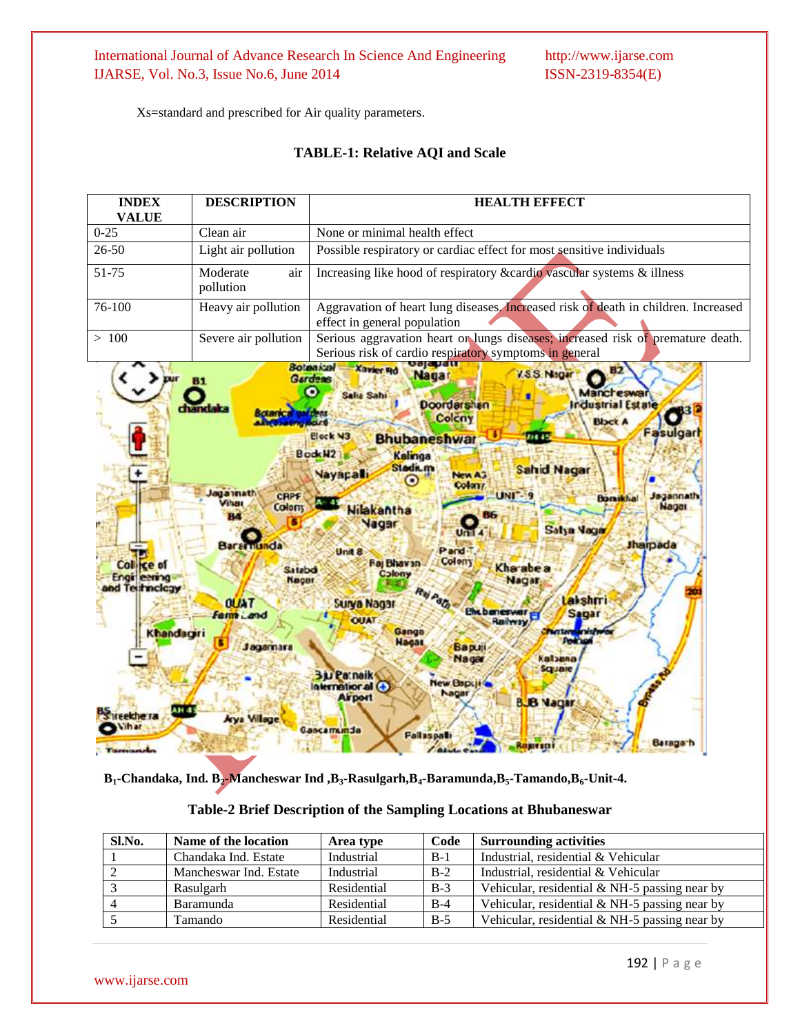Xs=standard and prescribed for Air quality parameters.

**TABLE-1: Relative AQI and Scale**

| INDEX VALUE | DESCRIPTION | HEALTH EFFECT |
|---|---|---|
| 0-25 | Clean air | None or minimal health effect |
| 26-50 | Light air pollution | Possible respiratory or cardiac effect for most sensitive individuals |
| 51-75 | Moderate air pollution | Increasing like hood of respiratory &cardio vascular systems & illness |
| 76-100 | Heavy air pollution | Aggravation of heart lung diseases. Increased risk of death in children. Increased effect in general population |
| > 100 | Severe air pollution | Serious aggravation heart or lungs diseases; increased risk of premature death. Serious risk of cardio respiratory symptoms in general |

**$B_1$-Chandaka, Ind. $B_2$-Mancheswar Ind ,$B_3$-Rasulgarh,$B_4$-Baramunda,$B_5$-Tamando,$B_6$-Unit-4.**

**Table-2 Brief Description of the Sampling Locations at Bhubaneswar**

| Sl.No. | Name of the location | Area type | Code | Surrounding activities |
|---|---|---|---|---|
| 1 | Chandaka Ind. Estate | Industrial | B-1 | Industrial, residential & Vehicular |
| 2 | Mancheswar Ind. Estate | Industrial | B-2 | Industrial, residential & Vehicular |
| 3 | Rasulgarh | Residential | B-3 | Vehicular, residential & NH-5 passing near by |
| 4 | Baramunda | Residential | B-4 | Vehicular, residential & NH-5 passing near by |
| 5 | Tamando | Residential | B-5 | Vehicular, residential & NH-5 passing near by |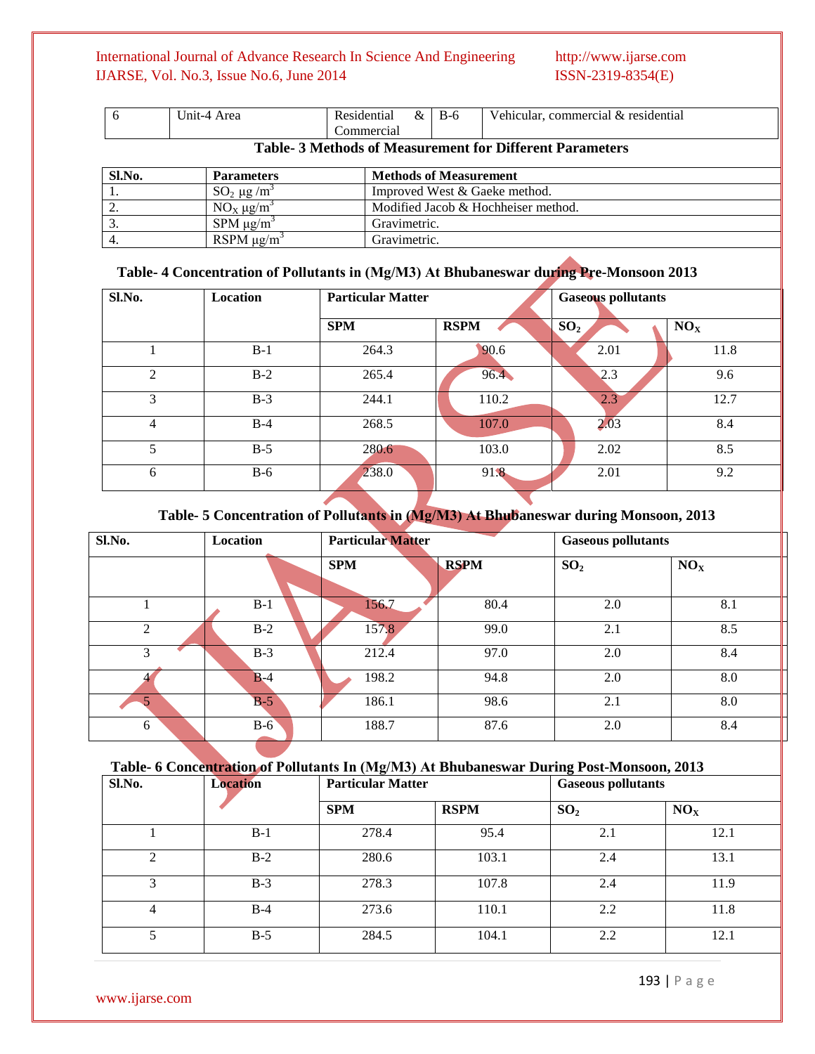| 6 | Unit-4 Area | Residential & Commercial | B-6 | Vehicular, commercial & residential |
|---|---|---|---|---|

**Table- 3 Methods of Measurement for Different Parameters**

| Sl.No. | Parameters | Methods of Measurement |
|---|---|---|
| 1. | $SO_2$ μg /m$^3$ | Improved West & Gaeke method. |
| 2. | $NO_X$ μg/m$^3$ | Modified Jacob & Hochheiser method. |
| 3. | SPM μg/m$^3$ | Gravimetric. |
| 4. | RSPM μg/m$^3$ | Gravimetric. |

**Table- 4 Concentration of Pollutants in (Mg/M3) At Bhubaneswar during Pre-Monsoon 2013**

| Sl.No. | Location | Particular Matter | | Gaseous pollutants | |
|---|---|---|---|---|---|
| | | SPM | RSPM | $SO_2$ | $NO_X$ |
| 1 | B-1 | 264.3 | 90.6 | 2.01 | 11.8 |
| 2 | B-2 | 265.4 | 96.4 | 2.3 | 9.6 |
| 3 | B-3 | 244.1 | 110.2 | 2.3 | 12.7 |
| 4 | B-4 | 268.5 | 107.0 | 2.03 | 8.4 |
| 5 | B-5 | 280.6 | 103.0 | 2.02 | 8.5 |
| 6 | B-6 | 238.0 | 91.8 | 2.01 | 9.2 |

**Table- 5 Concentration of Pollutants in (Mg/M3) At Bhubaneswar during Monsoon, 2013**

| Sl.No. | Location | Particular Matter | | Gaseous pollutants | |
|---|---|---|---|---|---|
| | | SPM | RSPM | $SO_2$ | $NO_X$ |
| 1 | B-1 | 156.7 | 80.4 | 2.0 | 8.1 |
| 2 | B-2 | 157.8 | 99.0 | 2.1 | 8.5 |
| 3 | B-3 | 212.4 | 97.0 | 2.0 | 8.4 |
| 4 | B-4 | 198.2 | 94.8 | 2.0 | 8.0 |
| 5 | B-5 | 186.1 | 98.6 | 2.1 | 8.0 |
| 6 | B-6 | 188.7 | 87.6 | 2.0 | 8.4 |

**Table- 6 Concentration of Pollutants In (Mg/M3) At Bhubaneswar During Post-Monsoon, 2013**

| Sl.No. | Location | Particular Matter | | Gaseous pollutants | |
|---|---|---|---|---|---|
| | | SPM | RSPM | $SO_2$ | $NO_X$ |
| 1 | B-1 | 278.4 | 95.4 | 2.1 | 12.1 |
| 2 | B-2 | 280.6 | 103.1 | 2.4 | 13.1 |
| 3 | B-3 | 278.3 | 107.8 | 2.4 | 11.9 |
| 4 | B-4 | 273.6 | 110.1 | 2.2 | 11.8 |
| 5 | B-5 | 284.5 | 104.1 | 2.2 | 12.1 |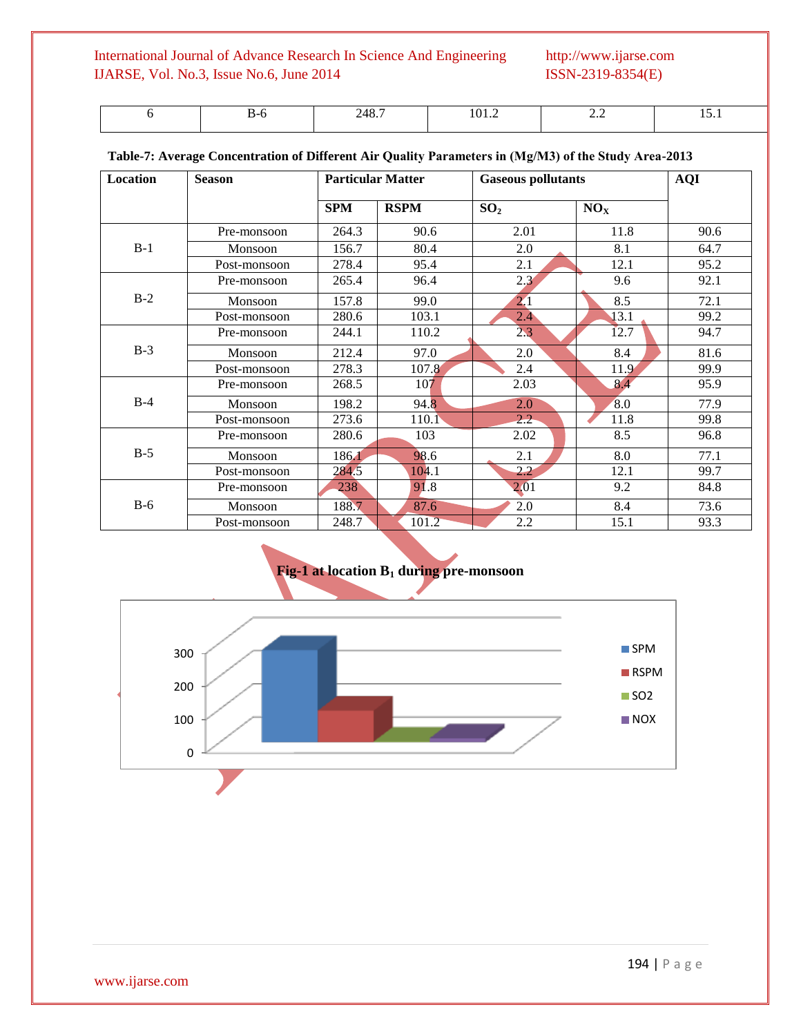| 6 | B-6 | 248.7 | 101.2 | 2.2 | 15.1 |
|---|---|---|---|---|---|

**Table-7: Average Concentration of Different Air Quality Parameters in (Mg/M3) of the Study Area-2013**

| Location | Season | Particular Matter | | Gaseous pollutants | | AQI |
|---|---|---|---|---|---|---|
| | | SPM | RSPM | $SO_2$ | $NO_X$ | |
| B-1 | Pre-monsoon | 264.3 | 90.6 | 2.01 | 11.8 | 90.6 |
| | Monsoon | 156.7 | 80.4 | 2.0 | 8.1 | 64.7 |
| | Post-monsoon | 278.4 | 95.4 | 2.1 | 12.1 | 95.2 |
| B-2 | Pre-monsoon | 265.4 | 96.4 | 2.3 | 9.6 | 92.1 |
| | Monsoon | 157.8 | 99.0 | 2.1 | 8.5 | 72.1 |
| | Post-monsoon | 280.6 | 103.1 | 2.4 | 13.1 | 99.2 |
| B-3 | Pre-monsoon | 244.1 | 110.2 | 2.3 | 12.7 | 94.7 |
| | Monsoon | 212.4 | 97.0 | 2.0 | 8.4 | 81.6 |
| | Post-monsoon | 278.3 | 107.8 | 2.4 | 11.9 | 99.9 |
| B-4 | Pre-monsoon | 268.5 | 107 | 2.03 | 8.4 | 95.9 |
| | Monsoon | 198.2 | 94.8 | 2.0 | 8.0 | 77.9 |
| | Post-monsoon | 273.6 | 110.1 | 2.2 | 11.8 | 99.8 |
| B-5 | Pre-monsoon | 280.6 | 103 | 2.02 | 8.5 | 96.8 |
| | Monsoon | 186.1 | 98.6 | 2.1 | 8.0 | 77.1 |
| | Post-monsoon | 284.5 | 104.1 | 2.2 | 12.1 | 99.7 |
| B-6 | Pre-monsoon | 238 | 91.8 | 2.01 | 9.2 | 84.8 |
| | Monsoon | 188.7 | 87.6 | 2.0 | 8.4 | 73.6 |
| | Post-monsoon | 248.7 | 101.2 | 2.2 | 15.1 | 93.3 |

**Fig-1 at location $B_1$ during pre-monsoon**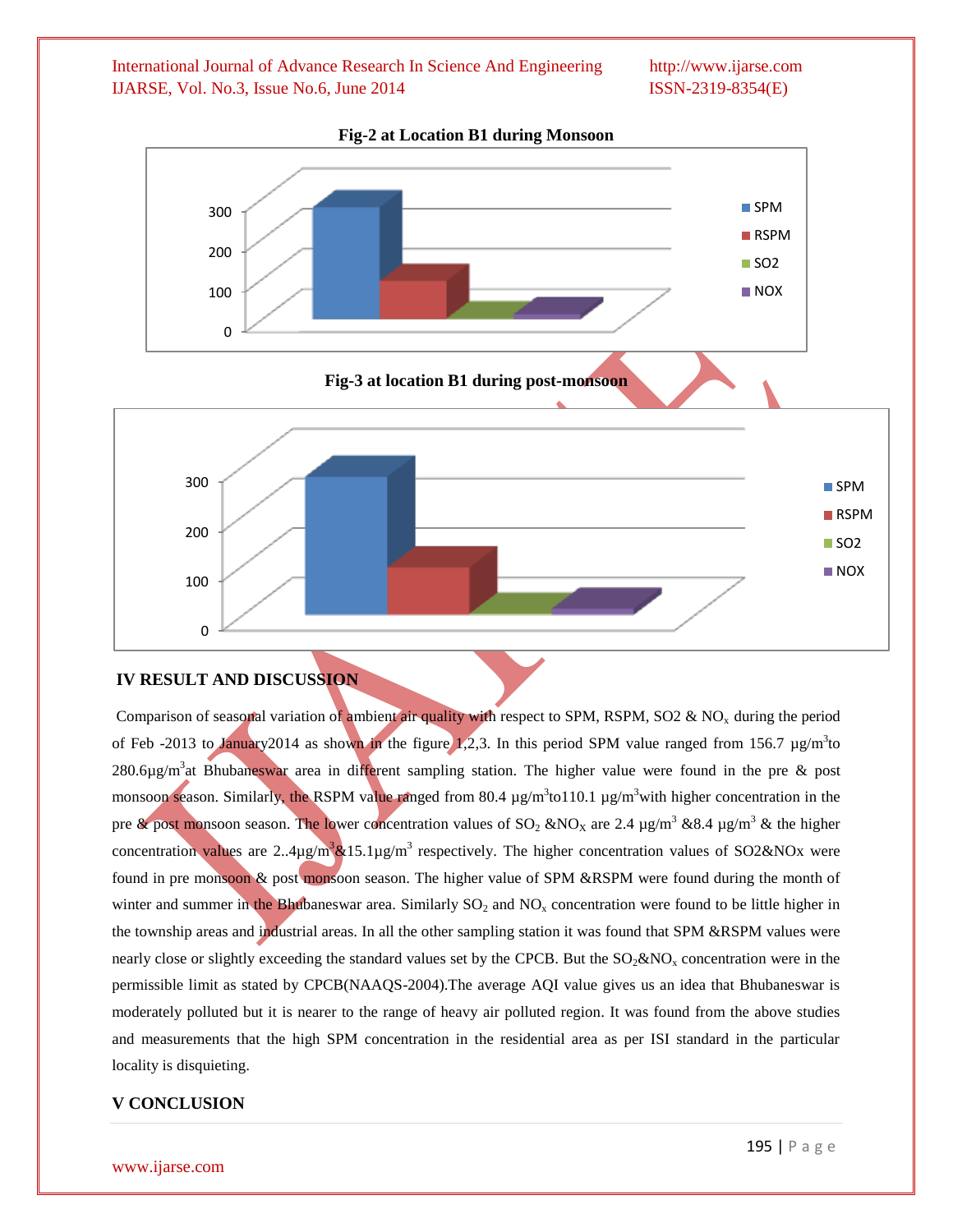**Fig-2 at Location B1 during Monsoon**

**Fig-3 at location B1 during post-monsoon**

## IV RESULT AND DISCUSSION

Comparison of seasonal variation of ambient air quality with respect to SPM, RSPM, SO2 & $NO_x$ during the period of Feb -2013 to January2014 as shown in the figure 1,2,3. In this period SPM value ranged from 156.7 µg/$m^3$to 280.6µg/$m^3$at Bhubaneswar area in different sampling station. The higher value were found in the pre & post monsoon season. Similarly, the RSPM value ranged from 80.4 µg/$m^3$to110.1 µg/$m^3$with higher concentration in the pre & post monsoon season. The lower concentration values of $SO_2$ &$NO_X$ are 2.4 µg/$m^3$ &8.4 µg/$m^3$ & the higher concentration values are 2..4µg/$m^3$&15.1µg/$m^3$ respectively. The higher concentration values of SO2&NOx were found in pre monsoon & post monsoon season. The higher value of SPM &RSPM were found during the month of winter and summer in the Bhubaneswar area. Similarly $SO_2$ and $NO_x$ concentration were found to be little higher in the township areas and industrial areas. In all the other sampling station it was found that SPM &RSPM values were nearly close or slightly exceeding the standard values set by the CPCB. But the $SO_2$&$NO_x$ concentration were in the permissible limit as stated by CPCB(NAAQS-2004).The average AQI value gives us an idea that Bhubaneswar is moderately polluted but it is nearer to the range of heavy air polluted region. It was found from the above studies and measurements that the high SPM concentration in the residential area as per ISI standard in the particular locality is disquieting.

## V CONCLUSION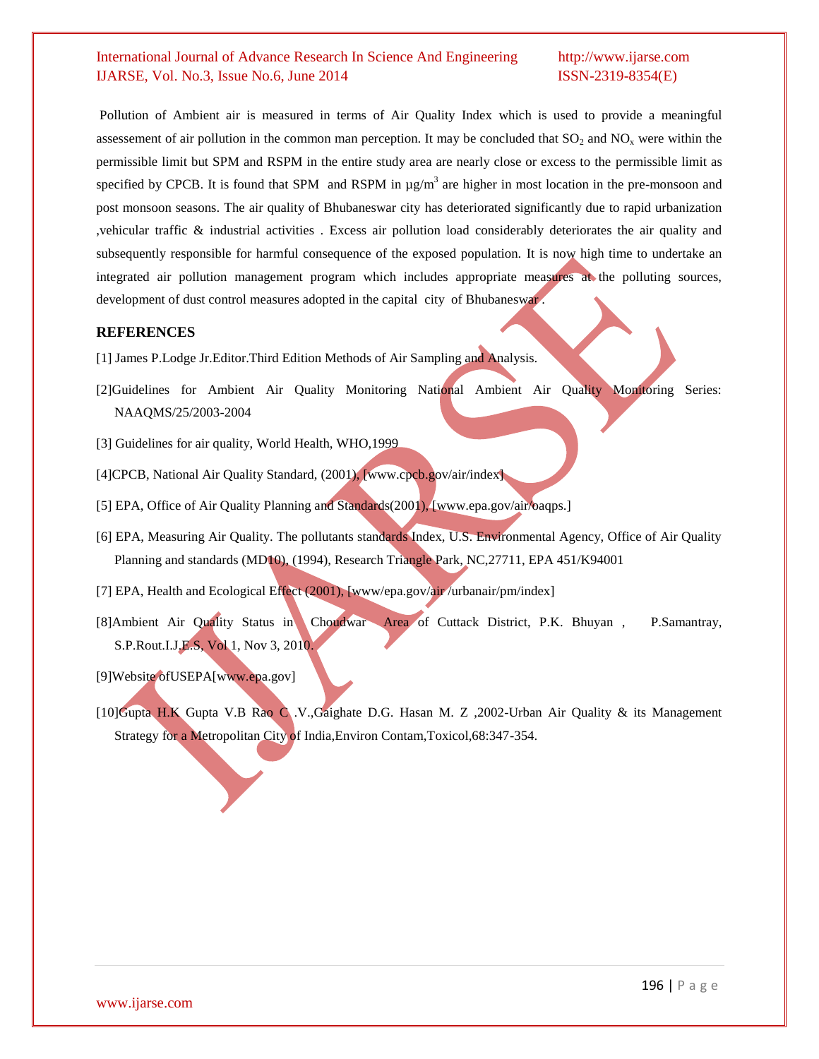Pollution of Ambient air is measured in terms of Air Quality Index which is used to provide a meaningful assessement of air pollution in the common man perception. It may be concluded that $SO_2$ and $NO_x$ were within the permissible limit but SPM and RSPM in the entire study area are nearly close or excess to the permissible limit as specified by CPCB. It is found that SPM and RSPM in µg/$m^3$ are higher in most location in the pre-monsoon and post monsoon seasons. The air quality of Bhubaneswar city has deteriorated significantly due to rapid urbanization ,vehicular traffic & industrial activities . Excess air pollution load considerably deteriorates the air quality and subsequently responsible for harmful consequence of the exposed population. It is now high time to undertake an integrated air pollution management program which includes appropriate measures at the polluting sources, development of dust control measures adopted in the capital city of Bhubaneswar .

## REFERENCES

[1] James P.Lodge Jr.Editor.Third Edition Methods of Air Sampling and Analysis.

[2]Guidelines for Ambient Air Quality Monitoring National Ambient Air Quality Monitoring Series: NAAQMS/25/2003-2004

[3] Guidelines for air quality, World Health, WHO,1999

[4]CPCB, National Air Quality Standard, (2001), [www.cpcb.gov/air/index]

[5] EPA, Office of Air Quality Planning and Standards(2001), [www.epa.gov/air/oaqps.]

[6] EPA, Measuring Air Quality. The pollutants standards Index, U.S. Environmental Agency, Office of Air Quality Planning and standards (MD10), (1994), Research Triangle Park, NC,27711, EPA 451/K94001

[7] EPA, Health and Ecological Effect (2001), [www/epa.gov/air /urbanair/pm/index]

[8]Ambient Air Quality Status in Choudwar Area of Cuttack District, P.K. Bhuyan , P.Samantray, S.P.Rout.I.J.E.S, Vol 1, Nov 3, 2010.

[9]Website ofUSEPA[www.epa.gov]

[10]Gupta H.K Gupta V.B Rao C .V.,Gaighate D.G. Hasan M. Z ,2002-Urban Air Quality & its Management Strategy for a Metropolitan City of India,Environ Contam,Toxicol,68:347-354.